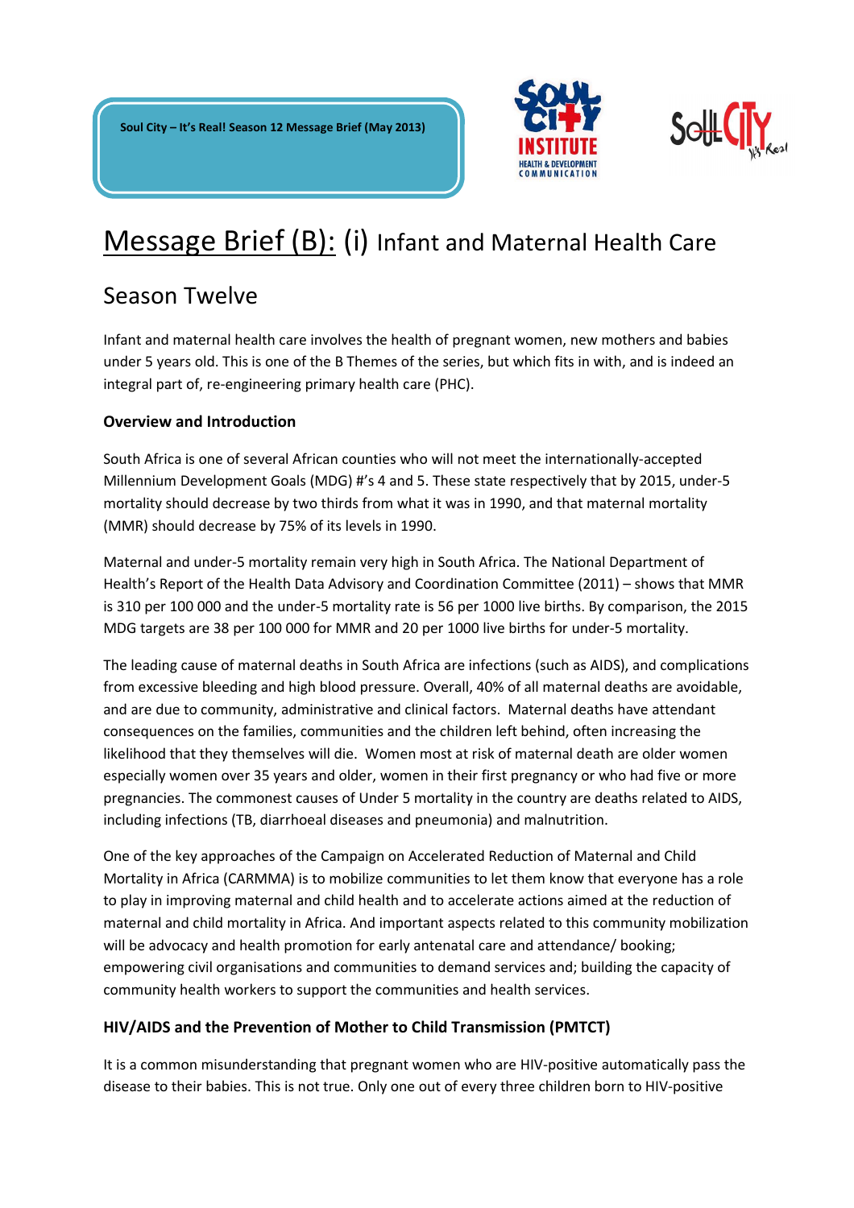Soul City – It's Real! Season 12 Message Brief (May 2013)

# Message Brief (B): (i) Infant and Maternal Health Care

## Season Twelve

Infant and maternal health care involves the health of pregnant women, new mothers and babies under 5 years old. This is one of the B Themes of the series, but which fits in with, and is indeed an integral part of, re-engineering primary health care (PHC).

**Overview and Introduction**

South Africa is one of several African counties who will not meet the internationally-accepted Millennium Development Goals (MDG) #'s 4 and 5. These state respectively that by 2015, under-5 mortality should decrease by two thirds from what it was in 1990, and that maternal mortality (MMR) should decrease by 75% of its levels in 1990.

Maternal and under-5 mortality remain very high in South Africa. The National Department of Health's Report of the Health Data Advisory and Coordination Committee (2011) – shows that MMR is 310 per 100 000 and the under-5 mortality rate is 56 per 1000 live births. By comparison, the 2015 MDG targets are 38 per 100 000 for MMR and 20 per 1000 live births for under-5 mortality.

The leading cause of maternal deaths in South Africa are infections (such as AIDS), and complications from excessive bleeding and high blood pressure. Overall, 40% of all maternal deaths are avoidable, and are due to community, administrative and clinical factors. Maternal deaths have attendant consequences on the families, communities and the children left behind, often increasing the likelihood that they themselves will die. Women most at risk of maternal death are older women especially women over 35 years and older, women in their first pregnancy or who had five or more pregnancies. The commonest causes of Under 5 mortality in the country are deaths related to AIDS, including infections (TB, diarrhoeal diseases and pneumonia) and malnutrition.

One of the key approaches of the Campaign on Accelerated Reduction of Maternal and Child Mortality in Africa (CARMMA) is to mobilize communities to let them know that everyone has a role to play in improving maternal and child health and to accelerate actions aimed at the reduction of maternal and child mortality in Africa. And important aspects related to this community mobilization will be advocacy and health promotion for early antenatal care and attendance/ booking; empowering civil organisations and communities to demand services and; building the capacity of community health workers to support the communities and health services.

**HIV/AIDS and the Prevention of Mother to Child Transmission (PMTCT)**

It is a common misunderstanding that pregnant women who are HIV-positive automatically pass the disease to their babies. This is not true. Only one out of every three children born to HIV-positive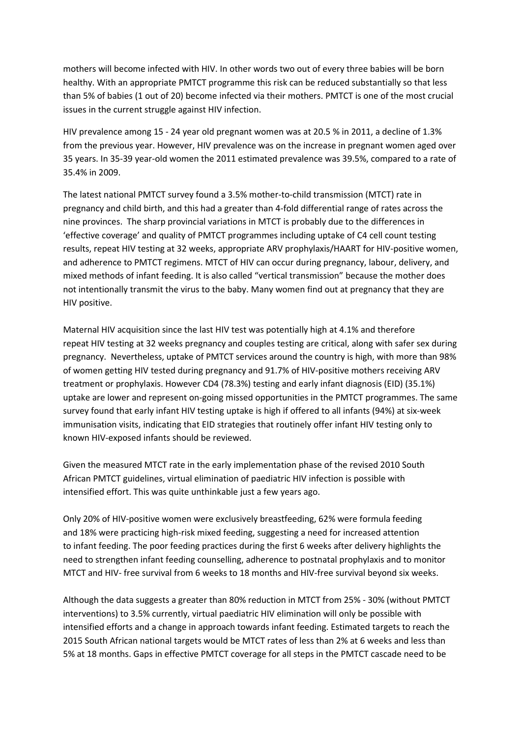mothers will become infected with HIV. In other words two out of every three babies will be born healthy. With an appropriate PMTCT programme this risk can be reduced substantially so that less than 5% of babies (1 out of 20) become infected via their mothers. PMTCT is one of the most crucial issues in the current struggle against HIV infection.

HIV prevalence among 15 - 24 year old pregnant women was at 20.5 % in 2011, a decline of 1.3% from the previous year. However, HIV prevalence was on the increase in pregnant women aged over 35 years. In 35-39 year-old women the 2011 estimated prevalence was 39.5%, compared to a rate of 35.4% in 2009.

The latest national PMTCT survey found a 3.5% mother-to-child transmission (MTCT) rate in pregnancy and child birth, and this had a greater than 4-fold differential range of rates across the nine provinces. The sharp provincial variations in MTCT is probably due to the differences in 'effective coverage' and quality of PMTCT programmes including uptake of C4 cell count testing results, repeat HIV testing at 32 weeks, appropriate ARV prophylaxis/HAART for HIV-positive women, and adherence to PMTCT regimens. MTCT of HIV can occur during pregnancy, labour, delivery, and mixed methods of infant feeding. It is also called "vertical transmission" because the mother does not intentionally transmit the virus to the baby. Many women find out at pregnancy that they are HIV positive.

Maternal HIV acquisition since the last HIV test was potentially high at 4.1% and therefore repeat HIV testing at 32 weeks pregnancy and couples testing are critical, along with safer sex during pregnancy. Nevertheless, uptake of PMTCT services around the country is high, with more than 98% of women getting HIV tested during pregnancy and 91.7% of HIV-positive mothers receiving ARV treatment or prophylaxis. However CD4 (78.3%) testing and early infant diagnosis (EID) (35.1%) uptake are lower and represent on-going missed opportunities in the PMTCT programmes. The same survey found that early infant HIV testing uptake is high if offered to all infants (94%) at six-week immunisation visits, indicating that EID strategies that routinely offer infant HIV testing only to known HIV-exposed infants should be reviewed.

Given the measured MTCT rate in the early implementation phase of the revised 2010 South African PMTCT guidelines, virtual elimination of paediatric HIV infection is possible with intensified effort. This was quite unthinkable just a few years ago.

Only 20% of HIV-positive women were exclusively breastfeeding, 62% were formula feeding and 18% were practicing high-risk mixed feeding, suggesting a need for increased attention to infant feeding. The poor feeding practices during the first 6 weeks after delivery highlights the need to strengthen infant feeding counselling, adherence to postnatal prophylaxis and to monitor MTCT and HIV- free survival from 6 weeks to 18 months and HIV-free survival beyond six weeks.

Although the data suggests a greater than 80% reduction in MTCT from 25% - 30% (without PMTCT interventions) to 3.5% currently, virtual paediatric HIV elimination will only be possible with intensified efforts and a change in approach towards infant feeding. Estimated targets to reach the 2015 South African national targets would be MTCT rates of less than 2% at 6 weeks and less than 5% at 18 months. Gaps in effective PMTCT coverage for all steps in the PMTCT cascade need to be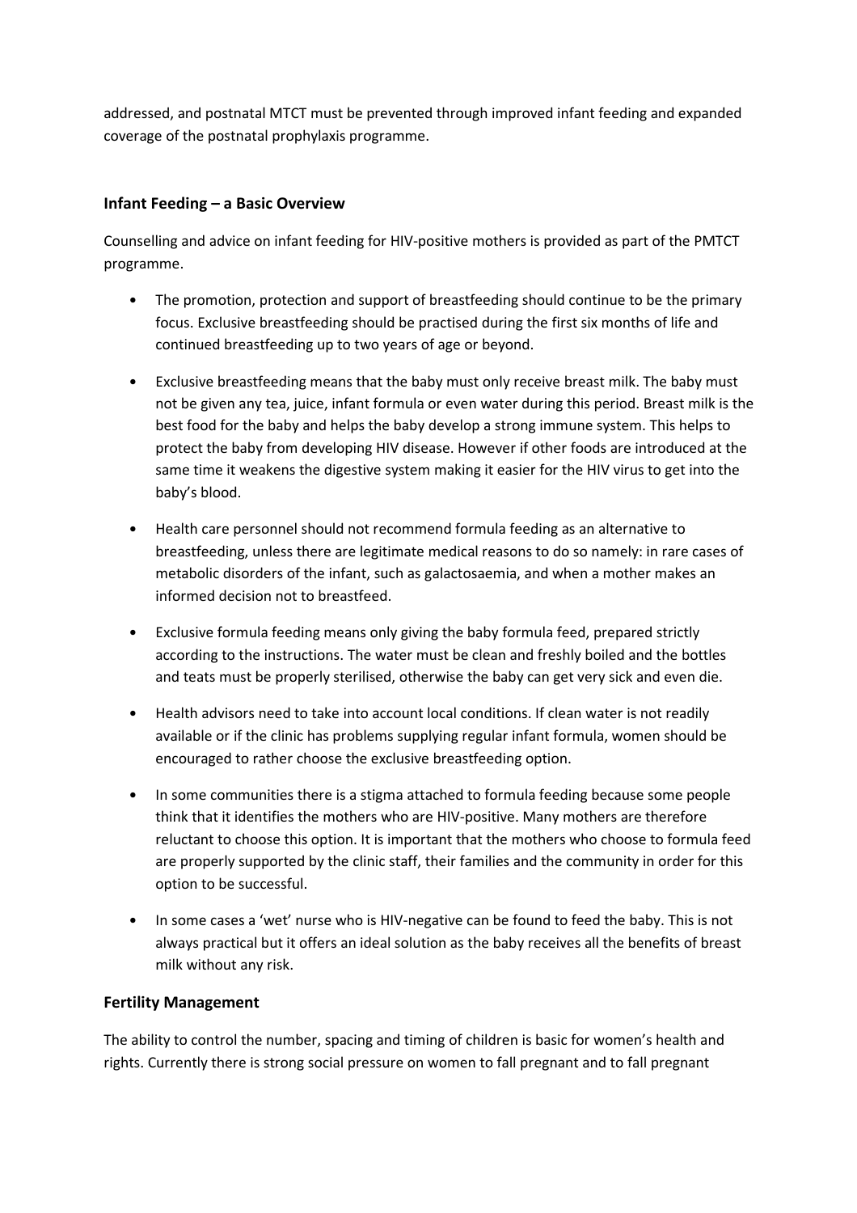addressed, and postnatal MTCT must be prevented through improved infant feeding and expanded coverage of the postnatal prophylaxis programme.

## Infant Feeding – a Basic Overview

Counselling and advice on infant feeding for HIV-positive mothers is provided as part of the PMTCT programme.

- The promotion, protection and support of breastfeeding should continue to be the primary focus. Exclusive breastfeeding should be practised during the first six months of life and continued breastfeeding up to two years of age or beyond.
- Exclusive breastfeeding means that the baby must only receive breast milk. The baby must not be given any tea, juice, infant formula or even water during this period. Breast milk is the best food for the baby and helps the baby develop a strong immune system. This helps to protect the baby from developing HIV disease. However if other foods are introduced at the same time it weakens the digestive system making it easier for the HIV virus to get into the baby's blood.
- Health care personnel should not recommend formula feeding as an alternative to breastfeeding, unless there are legitimate medical reasons to do so namely: in rare cases of metabolic disorders of the infant, such as galactosaemia, and when a mother makes an informed decision not to breastfeed.
- Exclusive formula feeding means only giving the baby formula feed, prepared strictly according to the instructions. The water must be clean and freshly boiled and the bottles and teats must be properly sterilised, otherwise the baby can get very sick and even die.
- Health advisors need to take into account local conditions. If clean water is not readily available or if the clinic has problems supplying regular infant formula, women should be encouraged to rather choose the exclusive breastfeeding option.
- In some communities there is a stigma attached to formula feeding because some people think that it identifies the mothers who are HIV-positive. Many mothers are therefore reluctant to choose this option. It is important that the mothers who choose to formula feed are properly supported by the clinic staff, their families and the community in order for this option to be successful.
- In some cases a 'wet' nurse who is HIV-negative can be found to feed the baby. This is not always practical but it offers an ideal solution as the baby receives all the benefits of breast milk without any risk.

## Fertility Management

The ability to control the number, spacing and timing of children is basic for women's health and rights. Currently there is strong social pressure on women to fall pregnant and to fall pregnant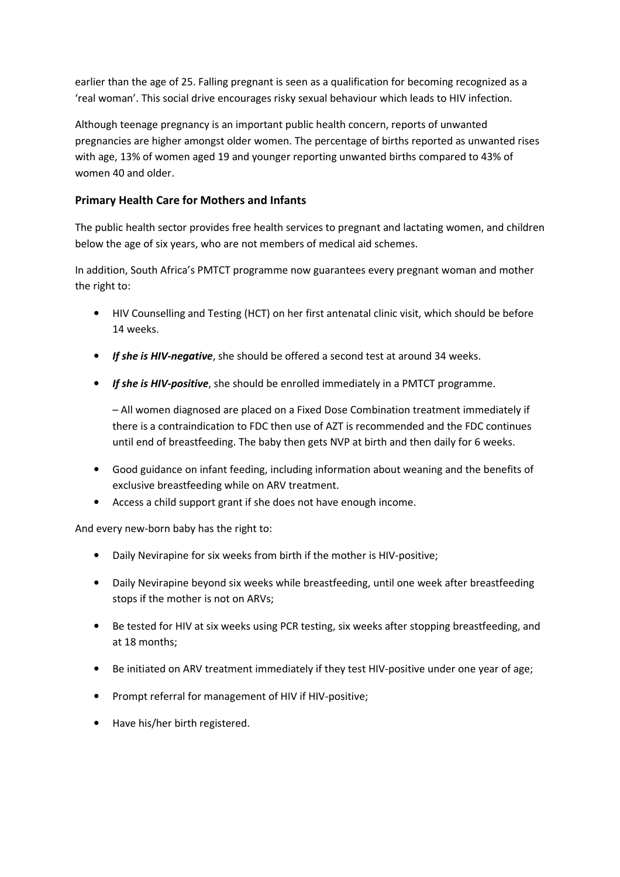earlier than the age of 25. Falling pregnant is seen as a qualification for becoming recognized as a 'real woman'. This social drive encourages risky sexual behaviour which leads to HIV infection.

Although teenage pregnancy is an important public health concern, reports of unwanted pregnancies are higher amongst older women. The percentage of births reported as unwanted rises with age, 13% of women aged 19 and younger reporting unwanted births compared to 43% of women 40 and older.

### Primary Health Care for Mothers and Infants

The public health sector provides free health services to pregnant and lactating women, and children below the age of six years, who are not members of medical aid schemes.

In addition, South Africa's PMTCT programme now guarantees every pregnant woman and mother the right to:

- HIV Counselling and Testing (HCT) on her first antenatal clinic visit, which should be before 14 weeks.
- ***If she is HIV-negative***, she should be offered a second test at around 34 weeks.
- ***If she is HIV-positive***, she should be enrolled immediately in a PMTCT programme.

  – All women diagnosed are placed on a Fixed Dose Combination treatment immediately if there is a contraindication to FDC then use of AZT is recommended and the FDC continues until end of breastfeeding. The baby then gets NVP at birth and then daily for 6 weeks.

- Good guidance on infant feeding, including information about weaning and the benefits of exclusive breastfeeding while on ARV treatment.
- Access a child support grant if she does not have enough income.

And every new-born baby has the right to:

- Daily Nevirapine for six weeks from birth if the mother is HIV-positive;
- Daily Nevirapine beyond six weeks while breastfeeding, until one week after breastfeeding stops if the mother is not on ARVs;
- Be tested for HIV at six weeks using PCR testing, six weeks after stopping breastfeeding, and at 18 months;
- Be initiated on ARV treatment immediately if they test HIV-positive under one year of age;
- Prompt referral for management of HIV if HIV-positive;
- Have his/her birth registered.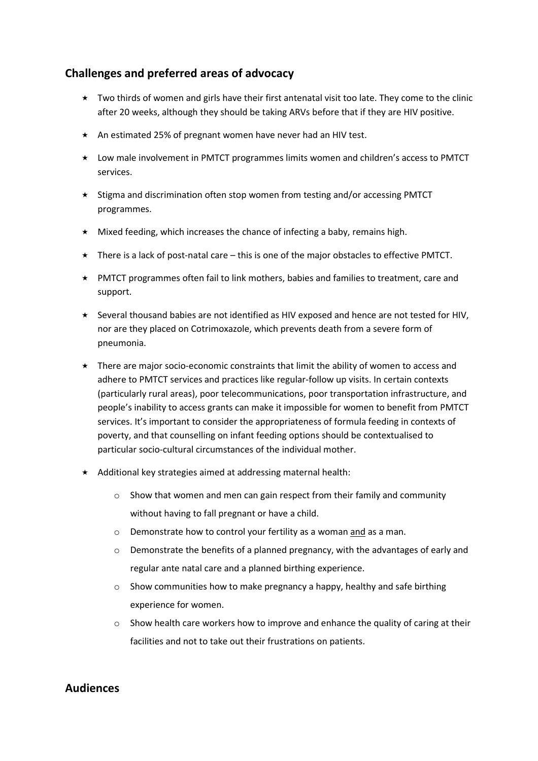## Challenges and preferred areas of advocacy

- Two thirds of women and girls have their first antenatal visit too late. They come to the clinic after 20 weeks, although they should be taking ARVs before that if they are HIV positive.
- An estimated 25% of pregnant women have never had an HIV test.
- Low male involvement in PMTCT programmes limits women and children's access to PMTCT services.
- Stigma and discrimination often stop women from testing and/or accessing PMTCT programmes.
- Mixed feeding, which increases the chance of infecting a baby, remains high.
- There is a lack of post-natal care – this is one of the major obstacles to effective PMTCT.
- PMTCT programmes often fail to link mothers, babies and families to treatment, care and support.
- Several thousand babies are not identified as HIV exposed and hence are not tested for HIV, nor are they placed on Cotrimoxazole, which prevents death from a severe form of pneumonia.
- There are major socio-economic constraints that limit the ability of women to access and adhere to PMTCT services and practices like regular-follow up visits. In certain contexts (particularly rural areas), poor telecommunications, poor transportation infrastructure, and people's inability to access grants can make it impossible for women to benefit from PMTCT services. It's important to consider the appropriateness of formula feeding in contexts of poverty, and that counselling on infant feeding options should be contextualised to particular socio-cultural circumstances of the individual mother.
- Additional key strategies aimed at addressing maternal health:
    - Show that women and men can gain respect from their family and community without having to fall pregnant or have a child.
    - Demonstrate how to control your fertility as a woman <u>and</u> as a man.
    - Demonstrate the benefits of a planned pregnancy, with the advantages of early and regular ante natal care and a planned birthing experience.
    - Show communities how to make pregnancy a happy, healthy and safe birthing experience for women.
    - Show health care workers how to improve and enhance the quality of caring at their facilities and not to take out their frustrations on patients.

## Audiences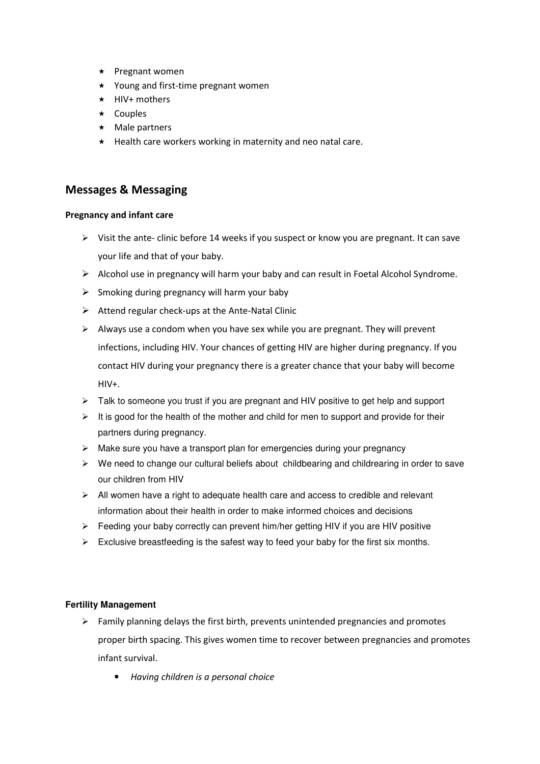- Pregnant women
- Young and first-time pregnant women
- HIV+ mothers
- Couples
- Male partners
- Health care workers working in maternity and neo natal care.

## Messages & Messaging

**Pregnancy and infant care**

- Visit the ante- clinic before 14 weeks if you suspect or know you are pregnant. It can save your life and that of your baby.
- Alcohol use in pregnancy will harm your baby and can result in Foetal Alcohol Syndrome.
- Smoking during pregnancy will harm your baby
- Attend regular check-ups at the Ante-Natal Clinic
- Always use a condom when you have sex while you are pregnant. They will prevent infections, including HIV. Your chances of getting HIV are higher during pregnancy. If you contact HIV during your pregnancy there is a greater chance that your baby will become HIV+.
- Talk to someone you trust if you are pregnant and HIV positive to get help and support
- It is good for the health of the mother and child for men to support and provide for their partners during pregnancy.
- Make sure you have a transport plan for emergencies during your pregnancy
- We need to change our cultural beliefs about childbearing and childrearing in order to save our children from HIV
- All women have a right to adequate health care and access to credible and relevant information about their health in order to make informed choices and decisions
- Feeding your baby correctly can prevent him/her getting HIV if you are HIV positive
- Exclusive breastfeeding is the safest way to feed your baby for the first six months.

**Fertility Management**

- Family planning delays the first birth, prevents unintended pregnancies and promotes proper birth spacing. This gives women time to recover between pregnancies and promotes infant survival.
  - *Having children is a personal choice*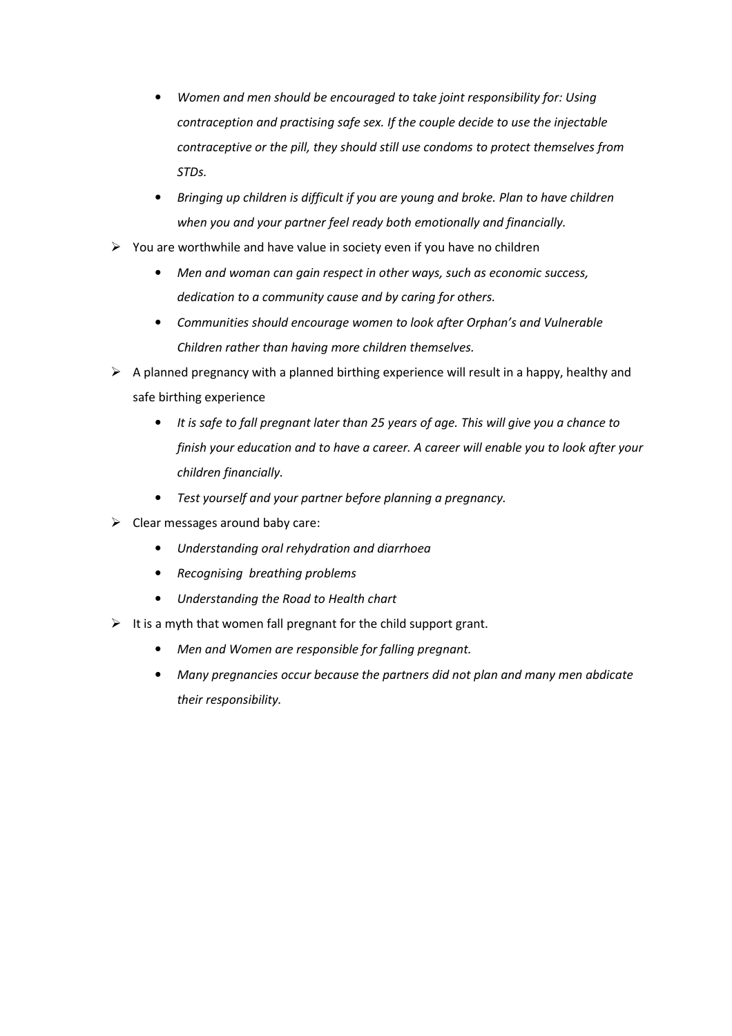- *Women and men should be encouraged to take joint responsibility for: Using contraception and practising safe sex. If the couple decide to use the injectable contraceptive or the pill, they should still use condoms to protect themselves from STDs.*
- *Bringing up children is difficult if you are young and broke. Plan to have children when you and your partner feel ready both emotionally and financially.*

- You are worthwhile and have value in society even if you have no children
  - *Men and woman can gain respect in other ways, such as economic success, dedication to a community cause and by caring for others.*
  - *Communities should encourage women to look after Orphan's and Vulnerable Children rather than having more children themselves.*
- A planned pregnancy with a planned birthing experience will result in a happy, healthy and safe birthing experience
  - *It is safe to fall pregnant later than 25 years of age. This will give you a chance to finish your education and to have a career. A career will enable you to look after your children financially.*
  - *Test yourself and your partner before planning a pregnancy.*
- Clear messages around baby care:
  - *Understanding oral rehydration and diarrhoea*
  - *Recognising breathing problems*
  - *Understanding the Road to Health chart*
- It is a myth that women fall pregnant for the child support grant.
  - *Men and Women are responsible for falling pregnant.*
  - *Many pregnancies occur because the partners did not plan and many men abdicate their responsibility.*